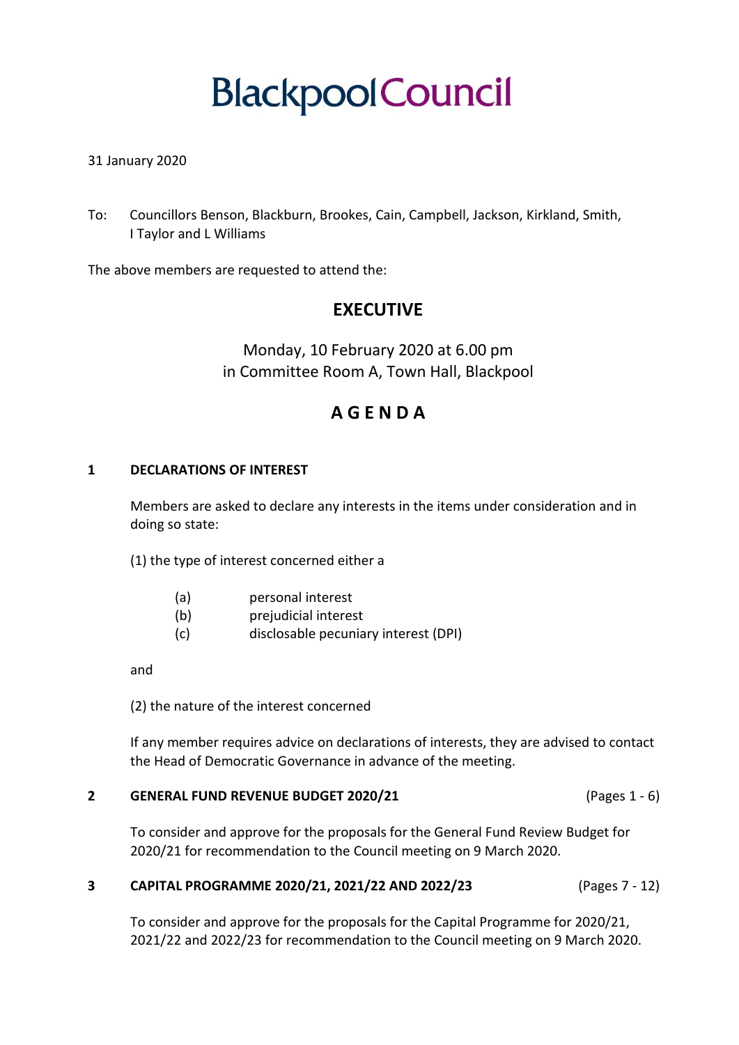# Blackpool Council

31 January 2020

To: Councillors Benson, Blackburn, Brookes, Cain, Campbell, Jackson, Kirkland, Smith, I Taylor and L Williams

The above members are requested to attend the:

## EXECUTIVE

Monday, 10 February 2020 at 6.00 pm
in Committee Room A, Town Hall, Blackpool

## A G E N D A

**1 DECLARATIONS OF INTEREST**

Members are asked to declare any interests in the items under consideration and in doing so state:

(1) the type of interest concerned either a

(a) personal interest
(b) prejudicial interest
(c) disclosable pecuniary interest (DPI)

and

(2) the nature of the interest concerned

If any member requires advice on declarations of interests, they are advised to contact the Head of Democratic Governance in advance of the meeting.

**2 GENERAL FUND REVENUE BUDGET 2020/21** (Pages 1 - 6)

To consider and approve for the proposals for the General Fund Review Budget for 2020/21 for recommendation to the Council meeting on 9 March 2020.

**3 CAPITAL PROGRAMME 2020/21, 2021/22 AND 2022/23** (Pages 7 - 12)

To consider and approve for the proposals for the Capital Programme for 2020/21, 2021/22 and 2022/23 for recommendation to the Council meeting on 9 March 2020.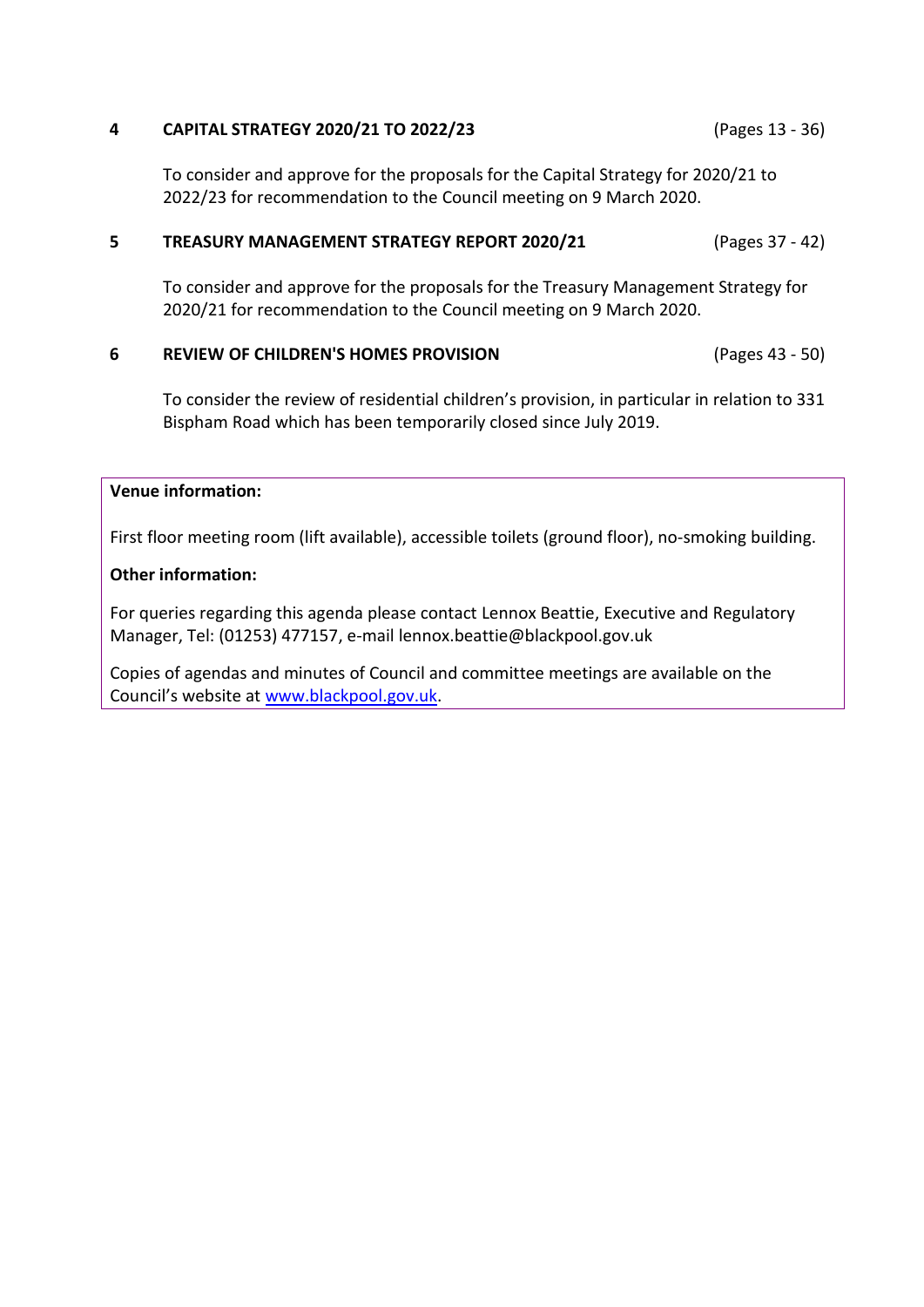**4 CAPITAL STRATEGY 2020/21 TO 2022/23** (Pages 13 - 36)

To consider and approve for the proposals for the Capital Strategy for 2020/21 to 2022/23 for recommendation to the Council meeting on 9 March 2020.

**5 TREASURY MANAGEMENT STRATEGY REPORT 2020/21** (Pages 37 - 42)

To consider and approve for the proposals for the Treasury Management Strategy for 2020/21 for recommendation to the Council meeting on 9 March 2020.

**6 REVIEW OF CHILDREN'S HOMES PROVISION** (Pages 43 - 50)

To consider the review of residential children's provision, in particular in relation to 331 Bispham Road which has been temporarily closed since July 2019.

**Venue information:**

First floor meeting room (lift available), accessible toilets (ground floor), no-smoking building.

**Other information:**

For queries regarding this agenda please contact Lennox Beattie, Executive and Regulatory Manager, Tel: (01253) 477157, e-mail lennox.beattie@blackpool.gov.uk

Copies of agendas and minutes of Council and committee meetings are available on the Council's website at www.blackpool.gov.uk.